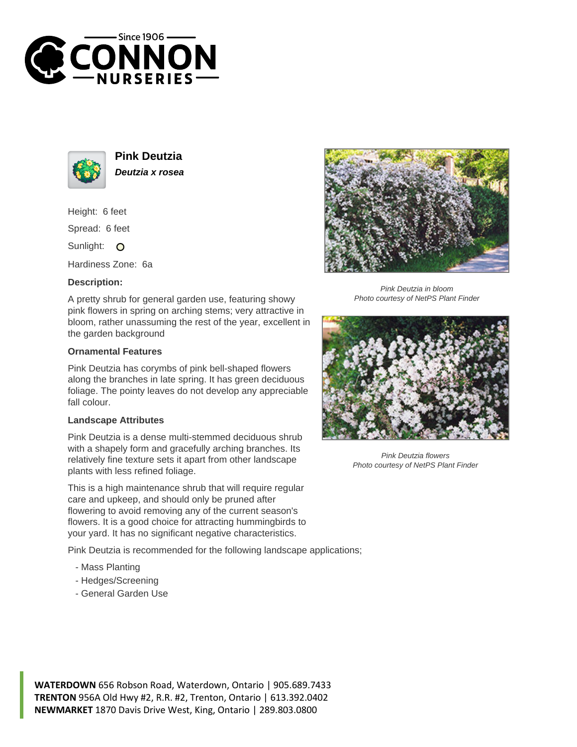# Pink Deutzia

***Deutzia x rosea***

Height: 6 feet

Spread: 6 feet

Sunlight: ○

Hardiness Zone: 6a

### Description:

A pretty shrub for general garden use, featuring showy pink flowers in spring on arching stems; very attractive in bloom, rather unassuming the rest of the year, excellent in the garden background

### Ornamental Features

Pink Deutzia has corymbs of pink bell-shaped flowers along the branches in late spring. It has green deciduous foliage. The pointy leaves do not develop any appreciable fall colour.

### Landscape Attributes

Pink Deutzia is a dense multi-stemmed deciduous shrub with a shapely form and gracefully arching branches. Its relatively fine texture sets it apart from other landscape plants with less refined foliage.

This is a high maintenance shrub that will require regular care and upkeep, and should only be pruned after flowering to avoid removing any of the current season's flowers. It is a good choice for attracting hummingbirds to your yard. It has no significant negative characteristics.

Pink Deutzia is recommended for the following landscape applications;

- Mass Planting
- Hedges/Screening
- General Garden Use

*Pink Deutzia in bloom*
*Photo courtesy of NetPS Plant Finder*

*Pink Deutzia flowers*
*Photo courtesy of NetPS Plant Finder*

**WATERDOWN** 656 Robson Road, Waterdown, Ontario | 905.689.7433
**TRENTON** 956A Old Hwy #2, R.R. #2, Trenton, Ontario | 613.392.0402
**NEWMARKET** 1870 Davis Drive West, King, Ontario | 289.803.0800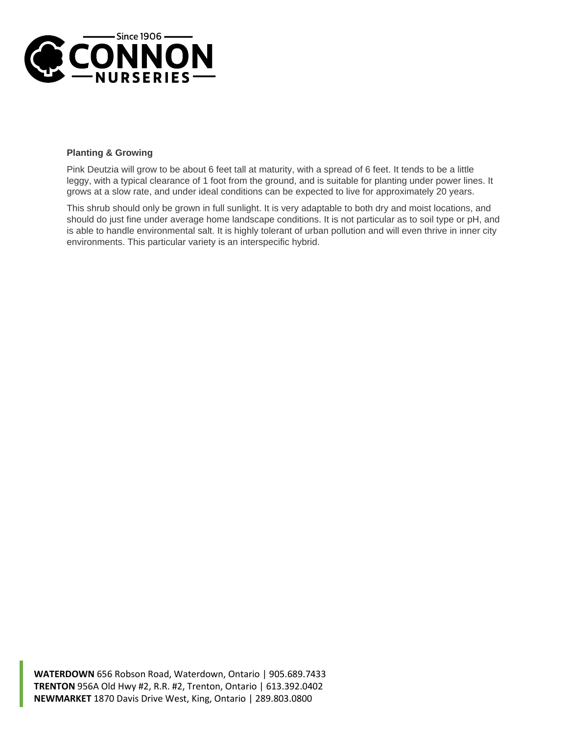### Planting & Growing

Pink Deutzia will grow to be about 6 feet tall at maturity, with a spread of 6 feet. It tends to be a little leggy, with a typical clearance of 1 foot from the ground, and is suitable for planting under power lines. It grows at a slow rate, and under ideal conditions can be expected to live for approximately 20 years.

This shrub should only be grown in full sunlight. It is very adaptable to both dry and moist locations, and should do just fine under average home landscape conditions. It is not particular as to soil type or pH, and is able to handle environmental salt. It is highly tolerant of urban pollution and will even thrive in inner city environments. This particular variety is an interspecific hybrid.